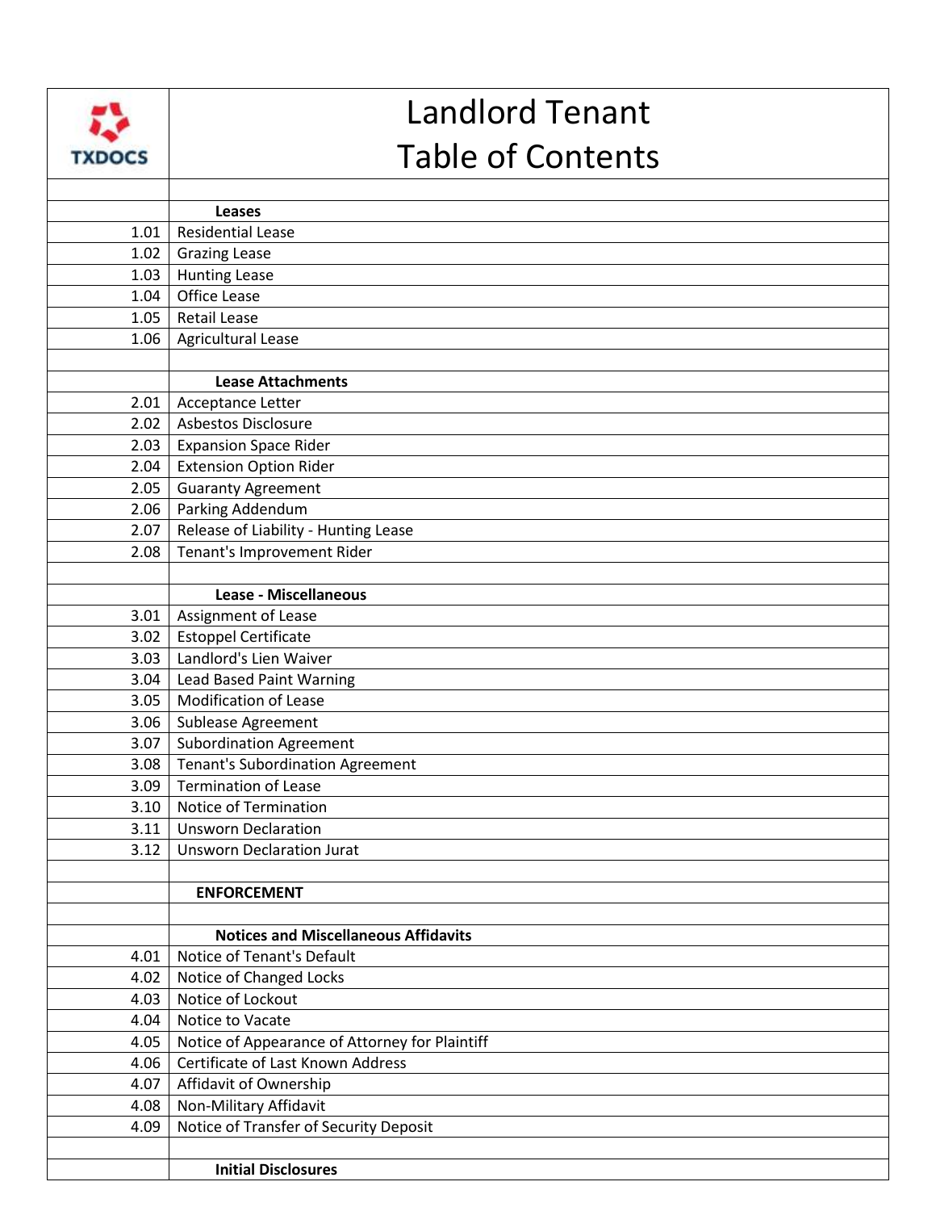# Landlord Tenant Table of Contents

TXDOCS

| | |
|---|---|
| | **Leases** |
| 1.01 | Residential Lease |
| 1.02 | Grazing Lease |
| 1.03 | Hunting Lease |
| 1.04 | Office Lease |
| 1.05 | Retail Lease |
| 1.06 | Agricultural Lease |
| | |
| | **Lease Attachments** |
| 2.01 | Acceptance Letter |
| 2.02 | Asbestos Disclosure |
| 2.03 | Expansion Space Rider |
| 2.04 | Extension Option Rider |
| 2.05 | Guaranty Agreement |
| 2.06 | Parking Addendum |
| 2.07 | Release of Liability - Hunting Lease |
| 2.08 | Tenant's Improvement Rider |
| | |
| | **Lease - Miscellaneous** |
| 3.01 | Assignment of Lease |
| 3.02 | Estoppel Certificate |
| 3.03 | Landlord's Lien Waiver |
| 3.04 | Lead Based Paint Warning |
| 3.05 | Modification of Lease |
| 3.06 | Sublease Agreement |
| 3.07 | Subordination Agreement |
| 3.08 | Tenant's Subordination Agreement |
| 3.09 | Termination of Lease |
| 3.10 | Notice of Termination |
| 3.11 | Unsworn Declaration |
| 3.12 | Unsworn Declaration Jurat |
| | |
| | **ENFORCEMENT** |
| | |
| | **Notices and Miscellaneous Affidavits** |
| 4.01 | Notice of Tenant's Default |
| 4.02 | Notice of Changed Locks |
| 4.03 | Notice of Lockout |
| 4.04 | Notice to Vacate |
| 4.05 | Notice of Appearance of Attorney for Plaintiff |
| 4.06 | Certificate of Last Known Address |
| 4.07 | Affidavit of Ownership |
| 4.08 | Non-Military Affidavit |
| 4.09 | Notice of Transfer of Security Deposit |
| | |
| | **Initial Disclosures** |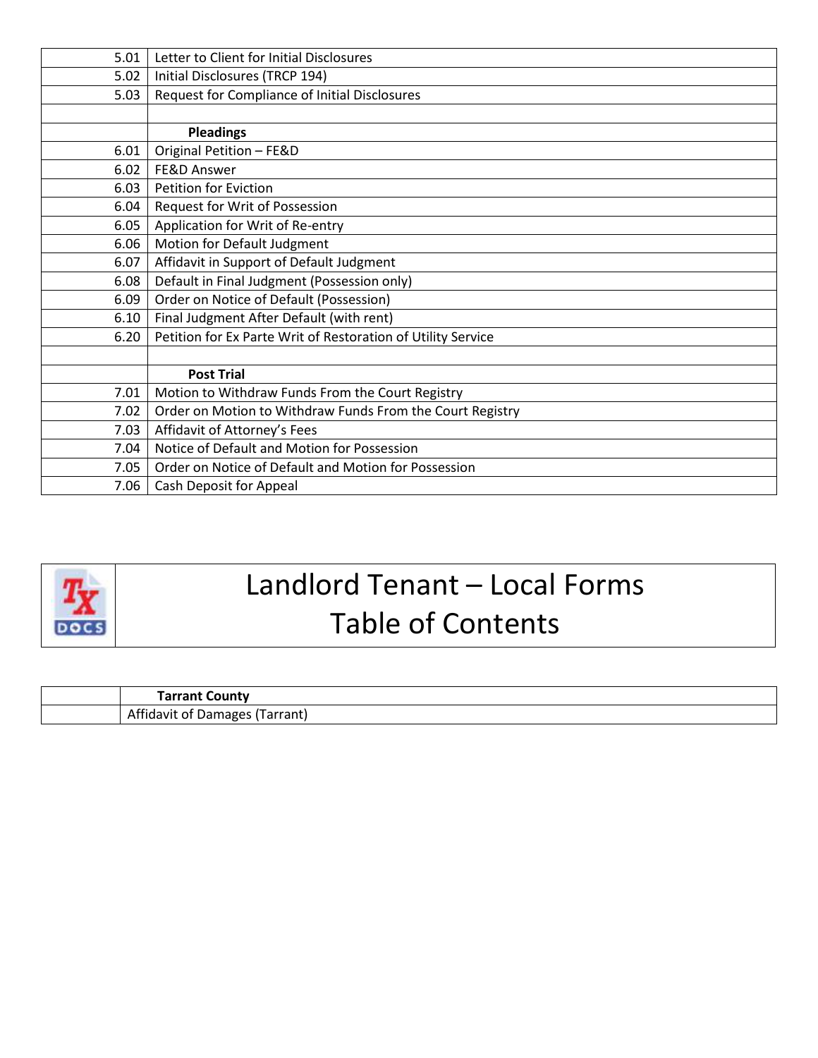| | |
|---|---|
| 5.01 | Letter to Client for Initial Disclosures |
| 5.02 | Initial Disclosures (TRCP 194) |
| 5.03 | Request for Compliance of Initial Disclosures |
| | |
| | **Pleadings** |
| 6.01 | Original Petition – FE&D |
| 6.02 | FE&D Answer |
| 6.03 | Petition for Eviction |
| 6.04 | Request for Writ of Possession |
| 6.05 | Application for Writ of Re-entry |
| 6.06 | Motion for Default Judgment |
| 6.07 | Affidavit in Support of Default Judgment |
| 6.08 | Default in Final Judgment (Possession only) |
| 6.09 | Order on Notice of Default (Possession) |
| 6.10 | Final Judgment After Default (with rent) |
| 6.20 | Petition for Ex Parte Writ of Restoration of Utility Service |
| | |
| | **Post Trial** |
| 7.01 | Motion to Withdraw Funds From the Court Registry |
| 7.02 | Order on Motion to Withdraw Funds From the Court Registry |
| 7.03 | Affidavit of Attorney's Fees |
| 7.04 | Notice of Default and Motion for Possession |
| 7.05 | Order on Notice of Default and Motion for Possession |
| 7.06 | Cash Deposit for Appeal |

# Landlord Tenant – Local Forms Table of Contents

| | |
|---|---|
| | **Tarrant County** |
| | Affidavit of Damages (Tarrant) |